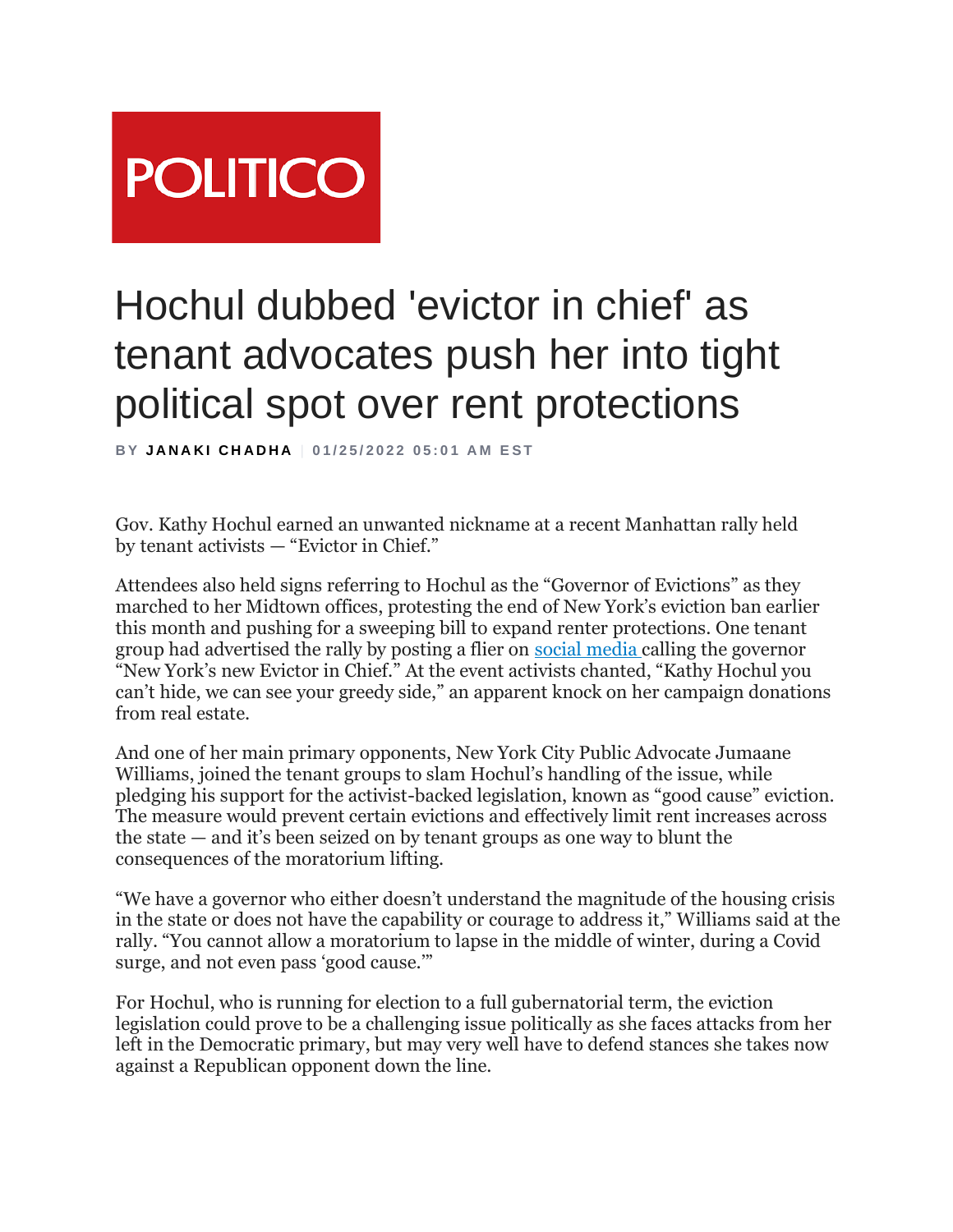POLITICO

# Hochul dubbed 'evictor in chief' as tenant advocates push her into tight political spot over rent protections

BY **JANAKI CHADHA** | 01/25/2022 05:01 AM EST

Gov. Kathy Hochul earned an unwanted nickname at a recent Manhattan rally held by tenant activists — "Evictor in Chief."

Attendees also held signs referring to Hochul as the "Governor of Evictions" as they marched to her Midtown offices, protesting the end of New York's eviction ban earlier this month and pushing for a sweeping bill to expand renter protections. One tenant group had advertised the rally by posting a flier on [social media](social media) calling the governor "New York's new Evictor in Chief." At the event activists chanted, "Kathy Hochul you can't hide, we can see your greedy side," an apparent knock on her campaign donations from real estate.

And one of her main primary opponents, New York City Public Advocate Jumaane Williams, joined the tenant groups to slam Hochul's handling of the issue, while pledging his support for the activist-backed legislation, known as "good cause" eviction. The measure would prevent certain evictions and effectively limit rent increases across the state — and it's been seized on by tenant groups as one way to blunt the consequences of the moratorium lifting.

"We have a governor who either doesn't understand the magnitude of the housing crisis in the state or does not have the capability or courage to address it," Williams said at the rally. "You cannot allow a moratorium to lapse in the middle of winter, during a Covid surge, and not even pass 'good cause.'"

For Hochul, who is running for election to a full gubernatorial term, the eviction legislation could prove to be a challenging issue politically as she faces attacks from her left in the Democratic primary, but may very well have to defend stances she takes now against a Republican opponent down the line.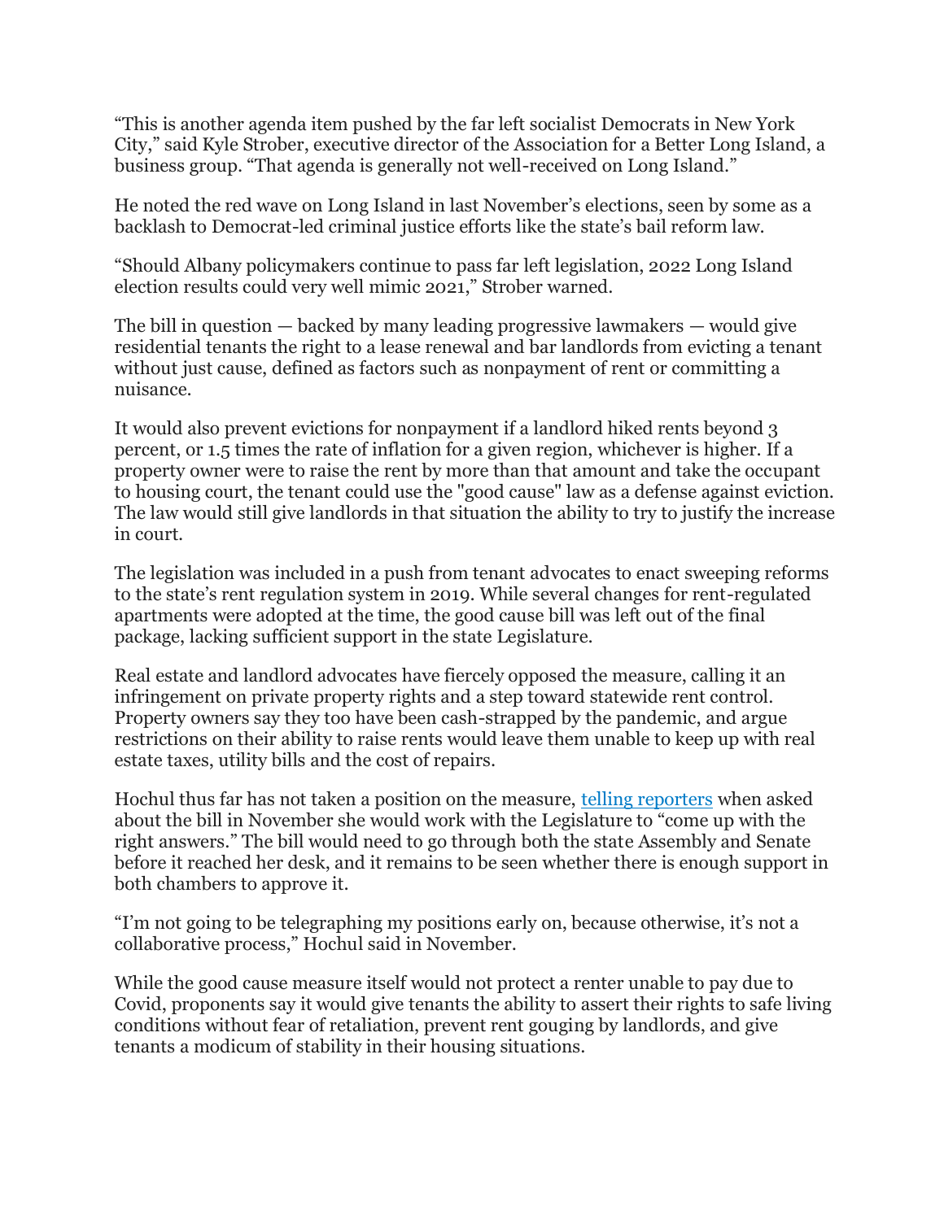"This is another agenda item pushed by the far left socialist Democrats in New York City," said Kyle Strober, executive director of the Association for a Better Long Island, a business group. "That agenda is generally not well-received on Long Island."

He noted the red wave on Long Island in last November's elections, seen by some as a backlash to Democrat-led criminal justice efforts like the state's bail reform law.

"Should Albany policymakers continue to pass far left legislation, 2022 Long Island election results could very well mimic 2021," Strober warned.

The bill in question — backed by many leading progressive lawmakers — would give residential tenants the right to a lease renewal and bar landlords from evicting a tenant without just cause, defined as factors such as nonpayment of rent or committing a nuisance.

It would also prevent evictions for nonpayment if a landlord hiked rents beyond 3 percent, or 1.5 times the rate of inflation for a given region, whichever is higher. If a property owner were to raise the rent by more than that amount and take the occupant to housing court, the tenant could use the "good cause" law as a defense against eviction. The law would still give landlords in that situation the ability to try to justify the increase in court.

The legislation was included in a push from tenant advocates to enact sweeping reforms to the state's rent regulation system in 2019. While several changes for rent-regulated apartments were adopted at the time, the good cause bill was left out of the final package, lacking sufficient support in the state Legislature.

Real estate and landlord advocates have fiercely opposed the measure, calling it an infringement on private property rights and a step toward statewide rent control. Property owners say they too have been cash-strapped by the pandemic, and argue restrictions on their ability to raise rents would leave them unable to keep up with real estate taxes, utility bills and the cost of repairs.

Hochul thus far has not taken a position on the measure, telling reporters when asked about the bill in November she would work with the Legislature to "come up with the right answers." The bill would need to go through both the state Assembly and Senate before it reached her desk, and it remains to be seen whether there is enough support in both chambers to approve it.

"I'm not going to be telegraphing my positions early on, because otherwise, it's not a collaborative process," Hochul said in November.

While the good cause measure itself would not protect a renter unable to pay due to Covid, proponents say it would give tenants the ability to assert their rights to safe living conditions without fear of retaliation, prevent rent gouging by landlords, and give tenants a modicum of stability in their housing situations.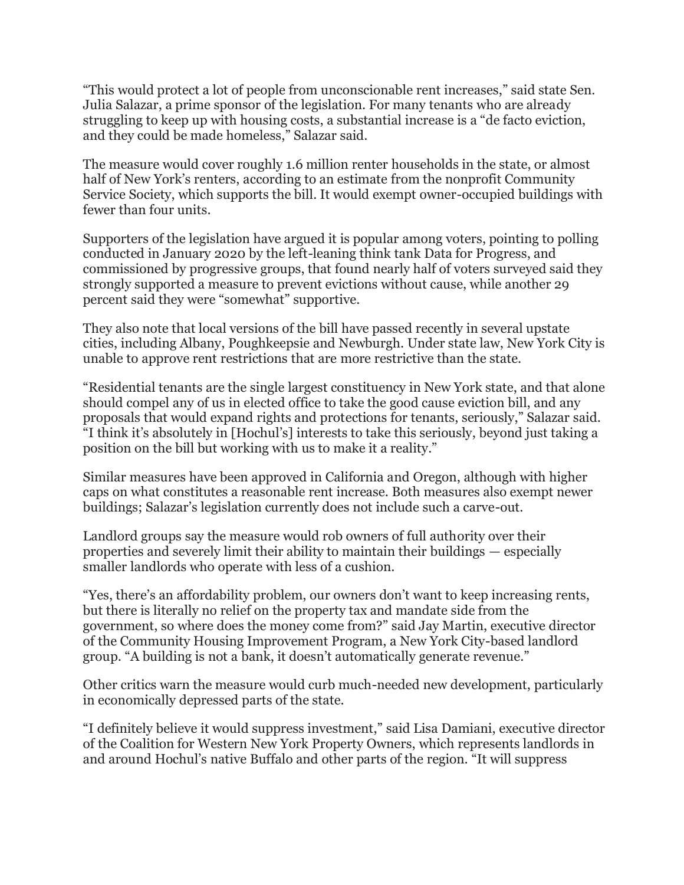“This would protect a lot of people from unconscionable rent increases,” said state Sen. Julia Salazar, a prime sponsor of the legislation. For many tenants who are already struggling to keep up with housing costs, a substantial increase is a “de facto eviction, and they could be made homeless,” Salazar said.

The measure would cover roughly 1.6 million renter households in the state, or almost half of New York’s renters, according to an estimate from the nonprofit Community Service Society, which supports the bill. It would exempt owner-occupied buildings with fewer than four units.

Supporters of the legislation have argued it is popular among voters, pointing to polling conducted in January 2020 by the left-leaning think tank Data for Progress, and commissioned by progressive groups, that found nearly half of voters surveyed said they strongly supported a measure to prevent evictions without cause, while another 29 percent said they were “somewhat” supportive.

They also note that local versions of the bill have passed recently in several upstate cities, including Albany, Poughkeepsie and Newburgh. Under state law, New York City is unable to approve rent restrictions that are more restrictive than the state.

“Residential tenants are the single largest constituency in New York state, and that alone should compel any of us in elected office to take the good cause eviction bill, and any proposals that would expand rights and protections for tenants, seriously,” Salazar said. “I think it’s absolutely in [Hochul’s] interests to take this seriously, beyond just taking a position on the bill but working with us to make it a reality.”

Similar measures have been approved in California and Oregon, although with higher caps on what constitutes a reasonable rent increase. Both measures also exempt newer buildings; Salazar’s legislation currently does not include such a carve-out.

Landlord groups say the measure would rob owners of full authority over their properties and severely limit their ability to maintain their buildings — especially smaller landlords who operate with less of a cushion.

“Yes, there’s an affordability problem, our owners don’t want to keep increasing rents, but there is literally no relief on the property tax and mandate side from the government, so where does the money come from?” said Jay Martin, executive director of the Community Housing Improvement Program, a New York City-based landlord group. “A building is not a bank, it doesn’t automatically generate revenue.”

Other critics warn the measure would curb much-needed new development, particularly in economically depressed parts of the state.

“I definitely believe it would suppress investment,” said Lisa Damiani, executive director of the Coalition for Western New York Property Owners, which represents landlords in and around Hochul’s native Buffalo and other parts of the region. “It will suppress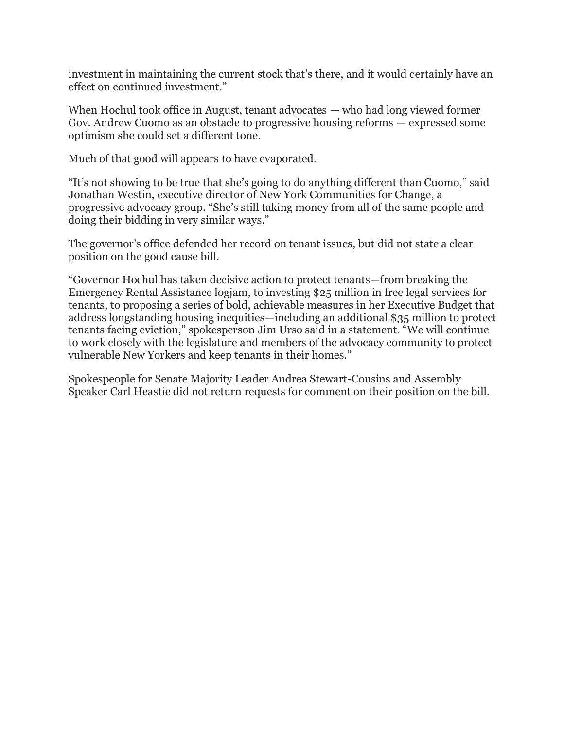investment in maintaining the current stock that's there, and it would certainly have an effect on continued investment."

When Hochul took office in August, tenant advocates — who had long viewed former Gov. Andrew Cuomo as an obstacle to progressive housing reforms — expressed some optimism she could set a different tone.

Much of that good will appears to have evaporated.

"It's not showing to be true that she's going to do anything different than Cuomo," said Jonathan Westin, executive director of New York Communities for Change, a progressive advocacy group. "She's still taking money from all of the same people and doing their bidding in very similar ways."

The governor's office defended her record on tenant issues, but did not state a clear position on the good cause bill.

"Governor Hochul has taken decisive action to protect tenants—from breaking the Emergency Rental Assistance logjam, to investing $25 million in free legal services for tenants, to proposing a series of bold, achievable measures in her Executive Budget that address longstanding housing inequities—including an additional $35 million to protect tenants facing eviction," spokesperson Jim Urso said in a statement. "We will continue to work closely with the legislature and members of the advocacy community to protect vulnerable New Yorkers and keep tenants in their homes."

Spokespeople for Senate Majority Leader Andrea Stewart-Cousins and Assembly Speaker Carl Heastie did not return requests for comment on their position on the bill.